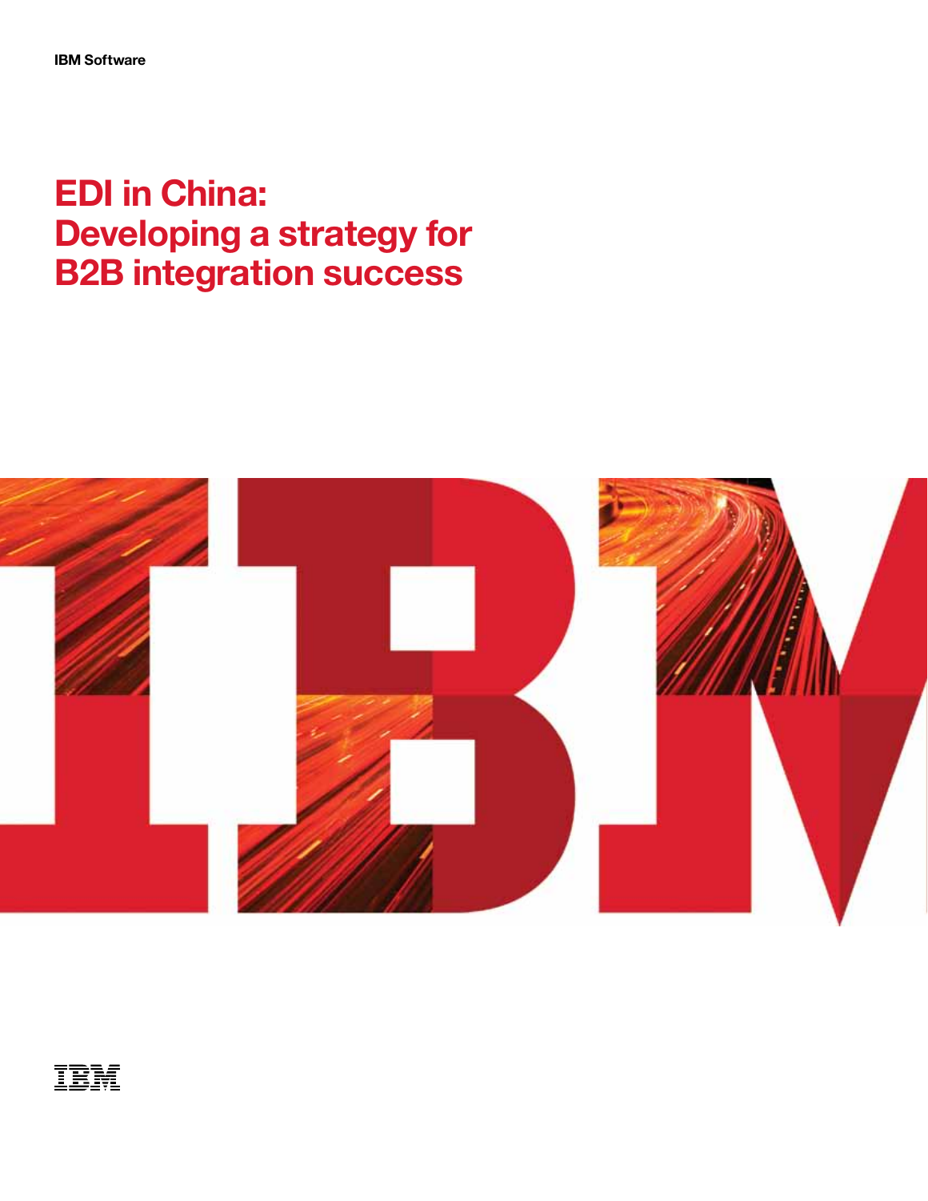IBM Software

# EDI in China: Developing a strategy for B2B integration success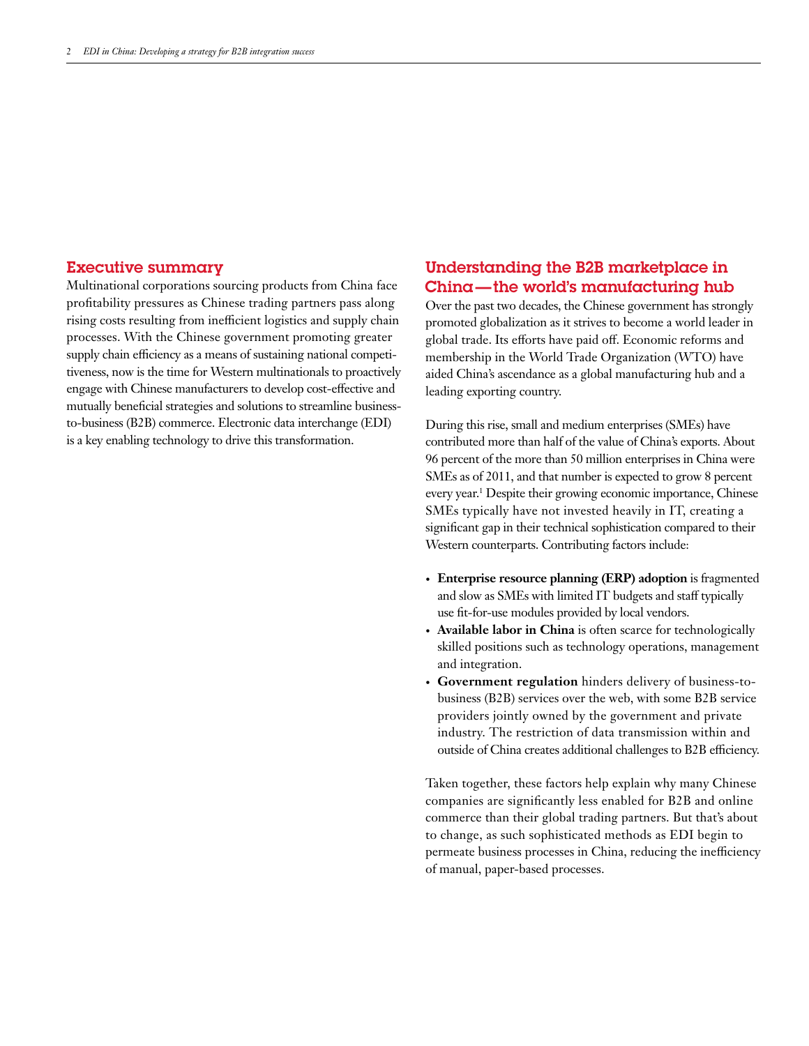## Executive summary

Multinational corporations sourcing products from China face profitability pressures as Chinese trading partners pass along rising costs resulting from inefficient logistics and supply chain processes. With the Chinese government promoting greater supply chain efficiency as a means of sustaining national competitiveness, now is the time for Western multinationals to proactively engage with Chinese manufacturers to develop cost-effective and mutually beneficial strategies and solutions to streamline business-to-business (B2B) commerce. Electronic data interchange (EDI) is a key enabling technology to drive this transformation.

## Understanding the B2B marketplace in China—the world's manufacturing hub

Over the past two decades, the Chinese government has strongly promoted globalization as it strives to become a world leader in global trade. Its efforts have paid off. Economic reforms and membership in the World Trade Organization (WTO) have aided China's ascendance as a global manufacturing hub and a leading exporting country.

During this rise, small and medium enterprises (SMEs) have contributed more than half of the value of China's exports. About 96 percent of the more than 50 million enterprises in China were SMEs as of 2011, and that number is expected to grow 8 percent every year.[1] Despite their growing economic importance, Chinese SMEs typically have not invested heavily in IT, creating a significant gap in their technical sophistication compared to their Western counterparts. Contributing factors include:

- **Enterprise resource planning (ERP) adoption** is fragmented and slow as SMEs with limited IT budgets and staff typically use fit-for-use modules provided by local vendors.
- **Available labor in China** is often scarce for technologically skilled positions such as technology operations, management and integration.
- **Government regulation** hinders delivery of business-to-business (B2B) services over the web, with some B2B service providers jointly owned by the government and private industry. The restriction of data transmission within and outside of China creates additional challenges to B2B efficiency.

Taken together, these factors help explain why many Chinese companies are significantly less enabled for B2B and online commerce than their global trading partners. But that's about to change, as such sophisticated methods as EDI begin to permeate business processes in China, reducing the inefficiency of manual, paper-based processes.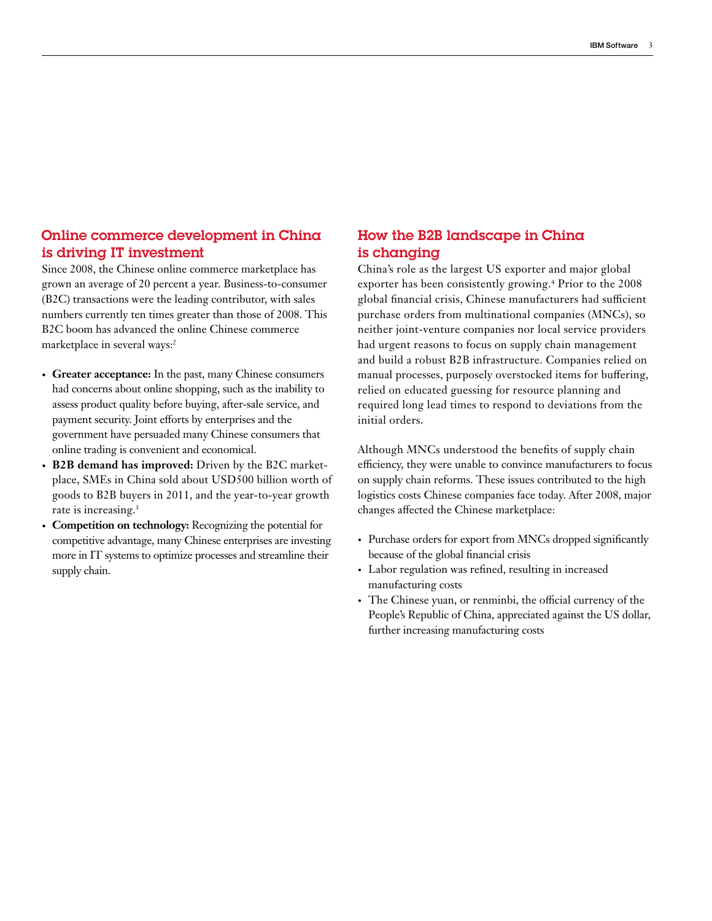## Online commerce development in China is driving IT investment

Since 2008, the Chinese online commerce marketplace has grown an average of 20 percent a year. Business-to-consumer (B2C) transactions were the leading contributor, with sales numbers currently ten times greater than those of 2008. This B2C boom has advanced the online Chinese commerce marketplace in several ways:[2]

- **Greater acceptance:** In the past, many Chinese consumers had concerns about online shopping, such as the inability to assess product quality before buying, after-sale service, and payment security. Joint efforts by enterprises and the government have persuaded many Chinese consumers that online trading is convenient and economical.
- **B2B demand has improved:** Driven by the B2C marketplace, SMEs in China sold about USD500 billion worth of goods to B2B buyers in 2011, and the year-to-year growth rate is increasing.[3]
- **Competition on technology:** Recognizing the potential for competitive advantage, many Chinese enterprises are investing more in IT systems to optimize processes and streamline their supply chain.

## How the B2B landscape in China is changing

China's role as the largest US exporter and major global exporter has been consistently growing.[4] Prior to the 2008 global financial crisis, Chinese manufacturers had sufficient purchase orders from multinational companies (MNCs), so neither joint-venture companies nor local service providers had urgent reasons to focus on supply chain management and build a robust B2B infrastructure. Companies relied on manual processes, purposely overstocked items for buffering, relied on educated guessing for resource planning and required long lead times to respond to deviations from the initial orders.

Although MNCs understood the benefits of supply chain efficiency, they were unable to convince manufacturers to focus on supply chain reforms. These issues contributed to the high logistics costs Chinese companies face today. After 2008, major changes affected the Chinese marketplace:

- Purchase orders for export from MNCs dropped significantly because of the global financial crisis
- Labor regulation was refined, resulting in increased manufacturing costs
- The Chinese yuan, or renminbi, the official currency of the People's Republic of China, appreciated against the US dollar, further increasing manufacturing costs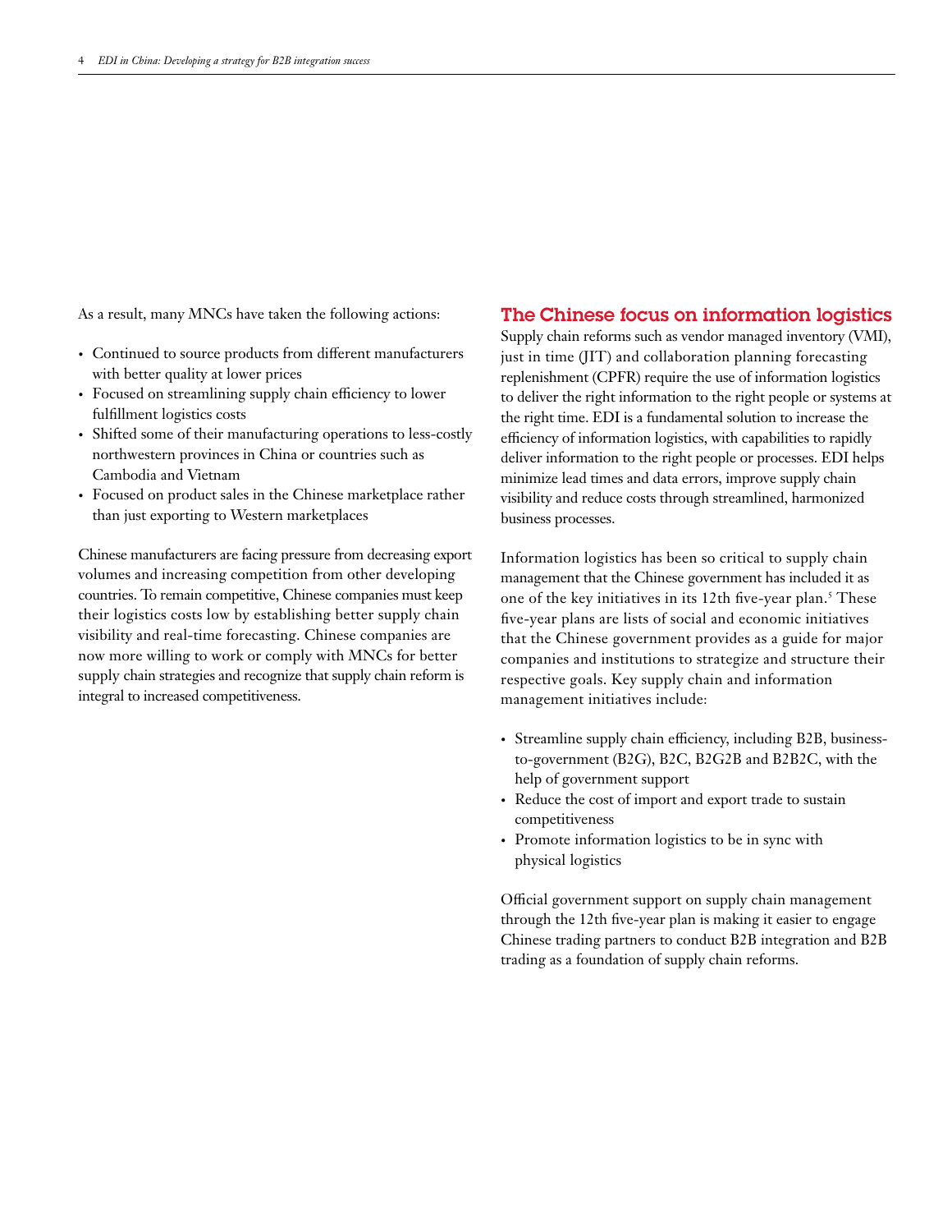As a result, many MNCs have taken the following actions:

- Continued to source products from different manufacturers with better quality at lower prices
- Focused on streamlining supply chain efficiency to lower fulfillment logistics costs
- Shifted some of their manufacturing operations to less-costly northwestern provinces in China or countries such as Cambodia and Vietnam
- Focused on product sales in the Chinese marketplace rather than just exporting to Western marketplaces

Chinese manufacturers are facing pressure from decreasing export volumes and increasing competition from other developing countries. To remain competitive, Chinese companies must keep their logistics costs low by establishing better supply chain visibility and real-time forecasting. Chinese companies are now more willing to work or comply with MNCs for better supply chain strategies and recognize that supply chain reform is integral to increased competitiveness.

## The Chinese focus on information logistics

Supply chain reforms such as vendor managed inventory (VMI), just in time (JIT) and collaboration planning forecasting replenishment (CPFR) require the use of information logistics to deliver the right information to the right people or systems at the right time. EDI is a fundamental solution to increase the efficiency of information logistics, with capabilities to rapidly deliver information to the right people or processes. EDI helps minimize lead times and data errors, improve supply chain visibility and reduce costs through streamlined, harmonized business processes.

Information logistics has been so critical to supply chain management that the Chinese government has included it as one of the key initiatives in its 12th five-year plan.[5] These five-year plans are lists of social and economic initiatives that the Chinese government provides as a guide for major companies and institutions to strategize and structure their respective goals. Key supply chain and information management initiatives include:

- Streamline supply chain efficiency, including B2B, business-to-government (B2G), B2C, B2G2B and B2B2C, with the help of government support
- Reduce the cost of import and export trade to sustain competitiveness
- Promote information logistics to be in sync with physical logistics

Official government support on supply chain management through the 12th five-year plan is making it easier to engage Chinese trading partners to conduct B2B integration and B2B trading as a foundation of supply chain reforms.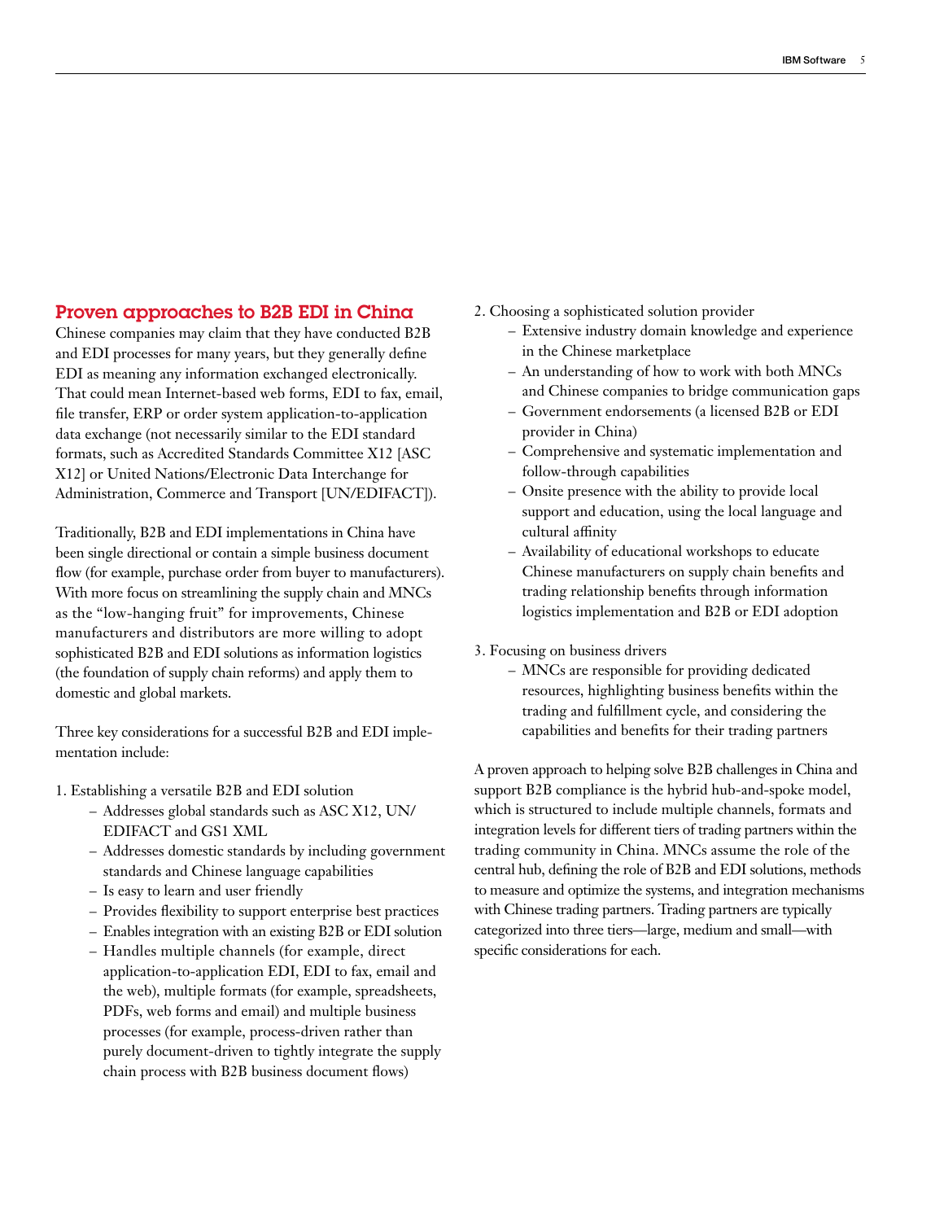## Proven approaches to B2B EDI in China

Chinese companies may claim that they have conducted B2B and EDI processes for many years, but they generally define EDI as meaning any information exchanged electronically. That could mean Internet-based web forms, EDI to fax, email, file transfer, ERP or order system application-to-application data exchange (not necessarily similar to the EDI standard formats, such as Accredited Standards Committee X12 [ASC X12] or United Nations/Electronic Data Interchange for Administration, Commerce and Transport [UN/EDIFACT]).

Traditionally, B2B and EDI implementations in China have been single directional or contain a simple business document flow (for example, purchase order from buyer to manufacturers). With more focus on streamlining the supply chain and MNCs as the "low-hanging fruit" for improvements, Chinese manufacturers and distributors are more willing to adopt sophisticated B2B and EDI solutions as information logistics (the foundation of supply chain reforms) and apply them to domestic and global markets.

Three key considerations for a successful B2B and EDI implementation include:

1. Establishing a versatile B2B and EDI solution
   - Addresses global standards such as ASC X12, UN/EDIFACT and GS1 XML
   - Addresses domestic standards by including government standards and Chinese language capabilities
   - Is easy to learn and user friendly
   - Provides flexibility to support enterprise best practices
   - Enables integration with an existing B2B or EDI solution
   - Handles multiple channels (for example, direct application-to-application EDI, EDI to fax, email and the web), multiple formats (for example, spreadsheets, PDFs, web forms and email) and multiple business processes (for example, process-driven rather than purely document-driven to tightly integrate the supply chain process with B2B business document flows)

2. Choosing a sophisticated solution provider
   - Extensive industry domain knowledge and experience in the Chinese marketplace
   - An understanding of how to work with both MNCs and Chinese companies to bridge communication gaps
   - Government endorsements (a licensed B2B or EDI provider in China)
   - Comprehensive and systematic implementation and follow-through capabilities
   - Onsite presence with the ability to provide local support and education, using the local language and cultural affinity
   - Availability of educational workshops to educate Chinese manufacturers on supply chain benefits and trading relationship benefits through information logistics implementation and B2B or EDI adoption

3. Focusing on business drivers
   - MNCs are responsible for providing dedicated resources, highlighting business benefits within the trading and fulfillment cycle, and considering the capabilities and benefits for their trading partners

A proven approach to helping solve B2B challenges in China and support B2B compliance is the hybrid hub-and-spoke model, which is structured to include multiple channels, formats and integration levels for different tiers of trading partners within the trading community in China. MNCs assume the role of the central hub, defining the role of B2B and EDI solutions, methods to measure and optimize the systems, and integration mechanisms with Chinese trading partners. Trading partners are typically categorized into three tiers—large, medium and small—with specific considerations for each.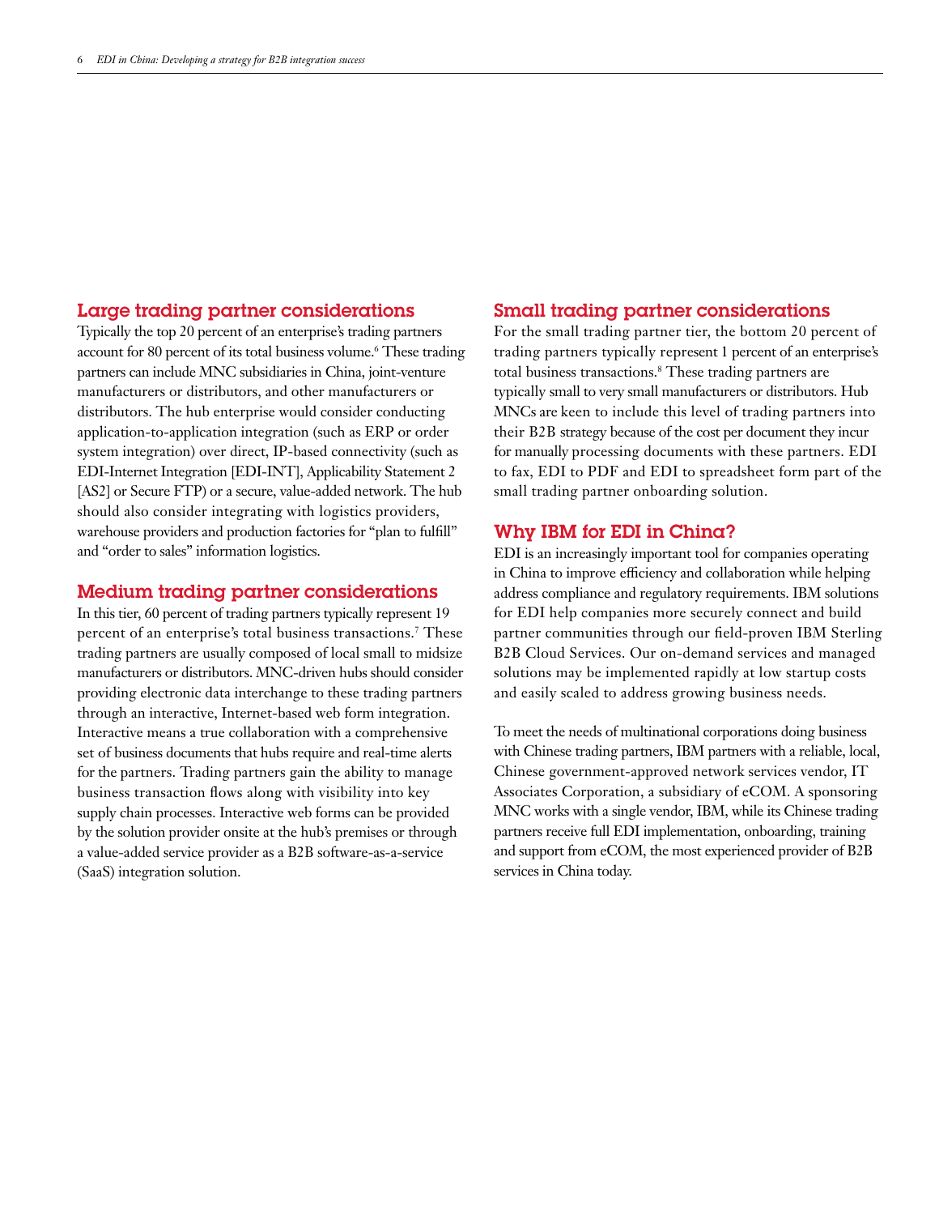## Large trading partner considerations

Typically the top 20 percent of an enterprise's trading partners account for 80 percent of its total business volume.[6] These trading partners can include MNC subsidiaries in China, joint-venture manufacturers or distributors, and other manufacturers or distributors. The hub enterprise would consider conducting application-to-application integration (such as ERP or order system integration) over direct, IP-based connectivity (such as EDI-Internet Integration [EDI-INT], Applicability Statement 2 [AS2] or Secure FTP) or a secure, value-added network. The hub should also consider integrating with logistics providers, warehouse providers and production factories for "plan to fulfill" and "order to sales" information logistics.

## Medium trading partner considerations

In this tier, 60 percent of trading partners typically represent 19 percent of an enterprise's total business transactions.[7] These trading partners are usually composed of local small to midsize manufacturers or distributors. MNC-driven hubs should consider providing electronic data interchange to these trading partners through an interactive, Internet-based web form integration. Interactive means a true collaboration with a comprehensive set of business documents that hubs require and real-time alerts for the partners. Trading partners gain the ability to manage business transaction flows along with visibility into key supply chain processes. Interactive web forms can be provided by the solution provider onsite at the hub's premises or through a value-added service provider as a B2B software-as-a-service (SaaS) integration solution.

## Small trading partner considerations

For the small trading partner tier, the bottom 20 percent of trading partners typically represent 1 percent of an enterprise's total business transactions.[8] These trading partners are typically small to very small manufacturers or distributors. Hub MNCs are keen to include this level of trading partners into their B2B strategy because of the cost per document they incur for manually processing documents with these partners. EDI to fax, EDI to PDF and EDI to spreadsheet form part of the small trading partner onboarding solution.

## Why IBM for EDI in China?

EDI is an increasingly important tool for companies operating in China to improve efficiency and collaboration while helping address compliance and regulatory requirements. IBM solutions for EDI help companies more securely connect and build partner communities through our field-proven IBM Sterling B2B Cloud Services. Our on-demand services and managed solutions may be implemented rapidly at low startup costs and easily scaled to address growing business needs.

To meet the needs of multinational corporations doing business with Chinese trading partners, IBM partners with a reliable, local, Chinese government-approved network services vendor, IT Associates Corporation, a subsidiary of eCOM. A sponsoring MNC works with a single vendor, IBM, while its Chinese trading partners receive full EDI implementation, onboarding, training and support from eCOM, the most experienced provider of B2B services in China today.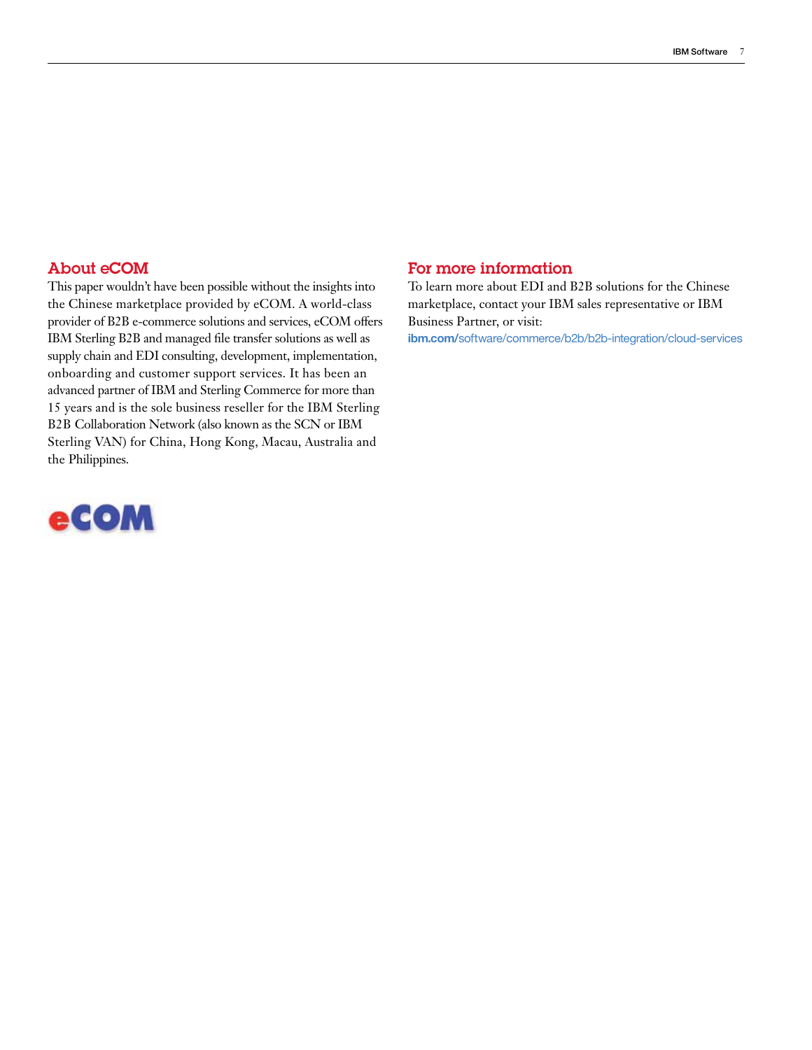## About eCOM

This paper wouldn't have been possible without the insights into the Chinese marketplace provided by eCOM. A world-class provider of B2B e-commerce solutions and services, eCOM offers IBM Sterling B2B and managed file transfer solutions as well as supply chain and EDI consulting, development, implementation, onboarding and customer support services. It has been an advanced partner of IBM and Sterling Commerce for more than 15 years and is the sole business reseller for the IBM Sterling B2B Collaboration Network (also known as the SCN or IBM Sterling VAN) for China, Hong Kong, Macau, Australia and the Philippines.

## For more information

To learn more about EDI and B2B solutions for the Chinese marketplace, contact your IBM sales representative or IBM Business Partner, or visit: **ibm.com**/software/commerce/b2b/b2b-integration/cloud-services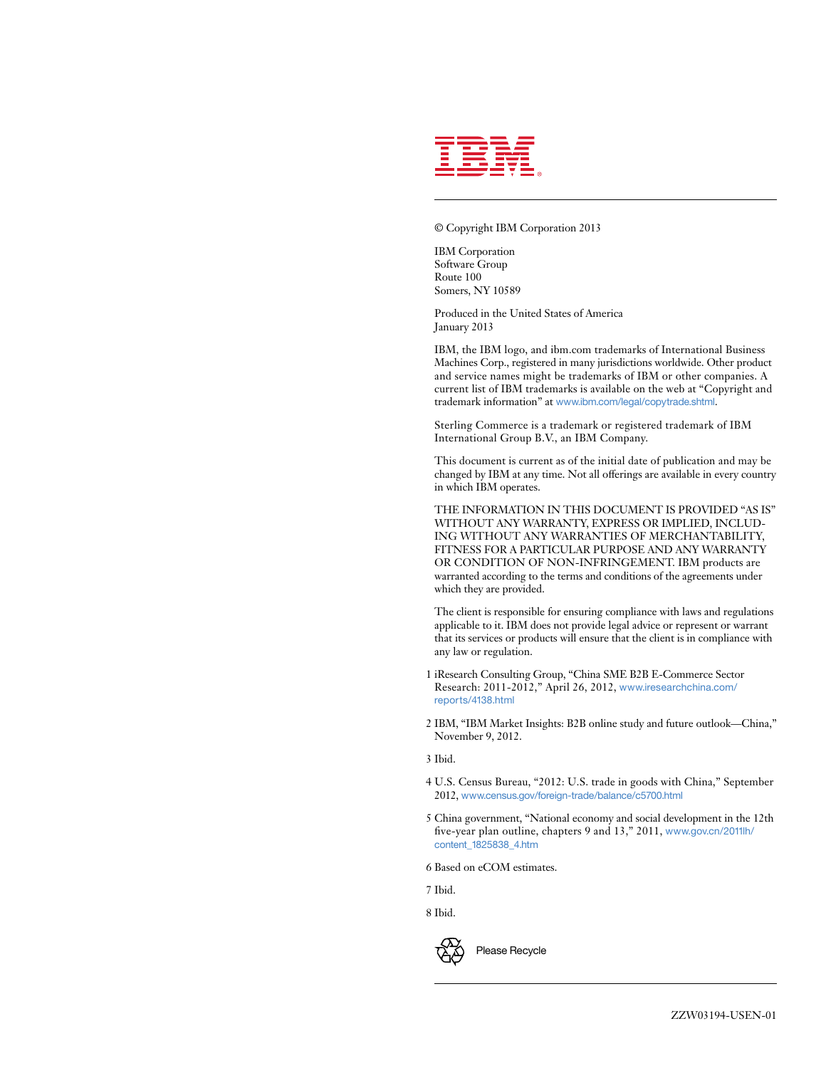© Copyright IBM Corporation 2013

IBM Corporation
Software Group
Route 100
Somers, NY 10589

Produced in the United States of America
January 2013

IBM, the IBM logo, and ibm.com trademarks of International Business Machines Corp., registered in many jurisdictions worldwide. Other product and service names might be trademarks of IBM or other companies. A current list of IBM trademarks is available on the web at "Copyright and trademark information" at www.ibm.com/legal/copytrade.shtml.

Sterling Commerce is a trademark or registered trademark of IBM International Group B.V., an IBM Company.

This document is current as of the initial date of publication and may be changed by IBM at any time. Not all offerings are available in every country in which IBM operates.

THE INFORMATION IN THIS DOCUMENT IS PROVIDED "AS IS" WITHOUT ANY WARRANTY, EXPRESS OR IMPLIED, INCLUDING WITHOUT ANY WARRANTIES OF MERCHANTABILITY, FITNESS FOR A PARTICULAR PURPOSE AND ANY WARRANTY OR CONDITION OF NON-INFRINGEMENT. IBM products are warranted according to the terms and conditions of the agreements under which they are provided.

The client is responsible for ensuring compliance with laws and regulations applicable to it. IBM does not provide legal advice or represent or warrant that its services or products will ensure that the client is in compliance with any law or regulation.

1 iResearch Consulting Group, "China SME B2B E-Commerce Sector Research: 2011-2012," April 26, 2012, www.iresearchchina.com/reports/4138.html

2 IBM, "IBM Market Insights: B2B online study and future outlook—China," November 9, 2012.

3 Ibid.

4 U.S. Census Bureau, "2012: U.S. trade in goods with China," September 2012, www.census.gov/foreign-trade/balance/c5700.html

5 China government, "National economy and social development in the 12th five-year plan outline, chapters 9 and 13," 2011, www.gov.cn/2011lh/content_1825838_4.htm

6 Based on eCOM estimates.

7 Ibid.

8 Ibid.

Please Recycle

ZZW03194-USEN-01